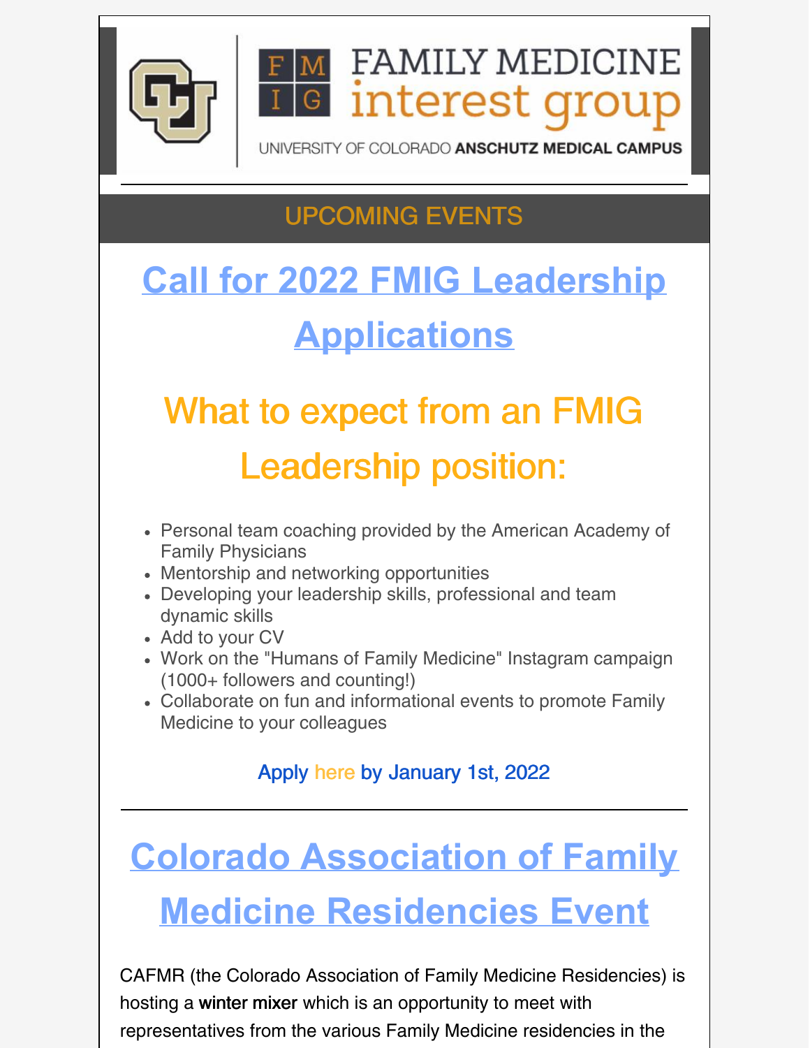FAMILY MEDICINE interest group

UNIVERSITY OF COLORADO ANSCHUTZ MEDICAL CAMPUS

---

## UPCOMING EVENTS

# Call for 2022 FMIG Leadership Applications

## What to expect from an FMIG Leadership position:

- Personal team coaching provided by the American Academy of Family Physicians
- Mentorship and networking opportunities
- Developing your leadership skills, professional and team dynamic skills
- Add to your CV
- Work on the "Humans of Family Medicine" Instagram campaign (1000+ followers and counting!)
- Collaborate on fun and informational events to promote Family Medicine to your colleagues

Apply here by January 1st, 2022

---

# Colorado Association of Family Medicine Residencies Event

CAFMR (the Colorado Association of Family Medicine Residencies) is hosting a **winter mixer** which is an opportunity to meet with representatives from the various Family Medicine residencies in the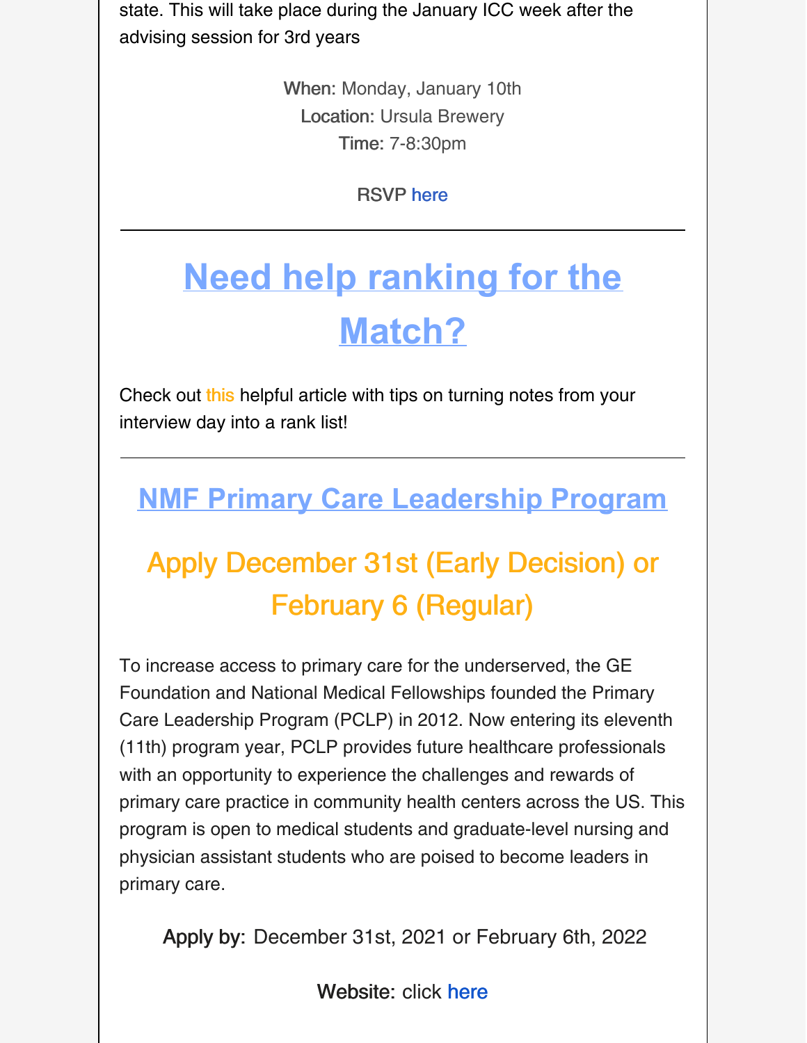state. This will take place during the January ICC week after the advising session for 3rd years

**When:** Monday, January 10th
**Location:** Ursula Brewery
**Time:** 7-8:30pm

RSVP here

---

# Need help ranking for the Match?

Check out this helpful article with tips on turning notes from your interview day into a rank list!

---

## NMF Primary Care Leadership Program

## Apply December 31st (Early Decision) or February 6 (Regular)

To increase access to primary care for the underserved, the GE Foundation and National Medical Fellowships founded the Primary Care Leadership Program (PCLP) in 2012. Now entering its eleventh (11th) program year, PCLP provides future healthcare professionals with an opportunity to experience the challenges and rewards of primary care practice in community health centers across the US. This program is open to medical students and graduate-level nursing and physician assistant students who are poised to become leaders in primary care.

**Apply by:** December 31st, 2021 or February 6th, 2022

**Website:** click here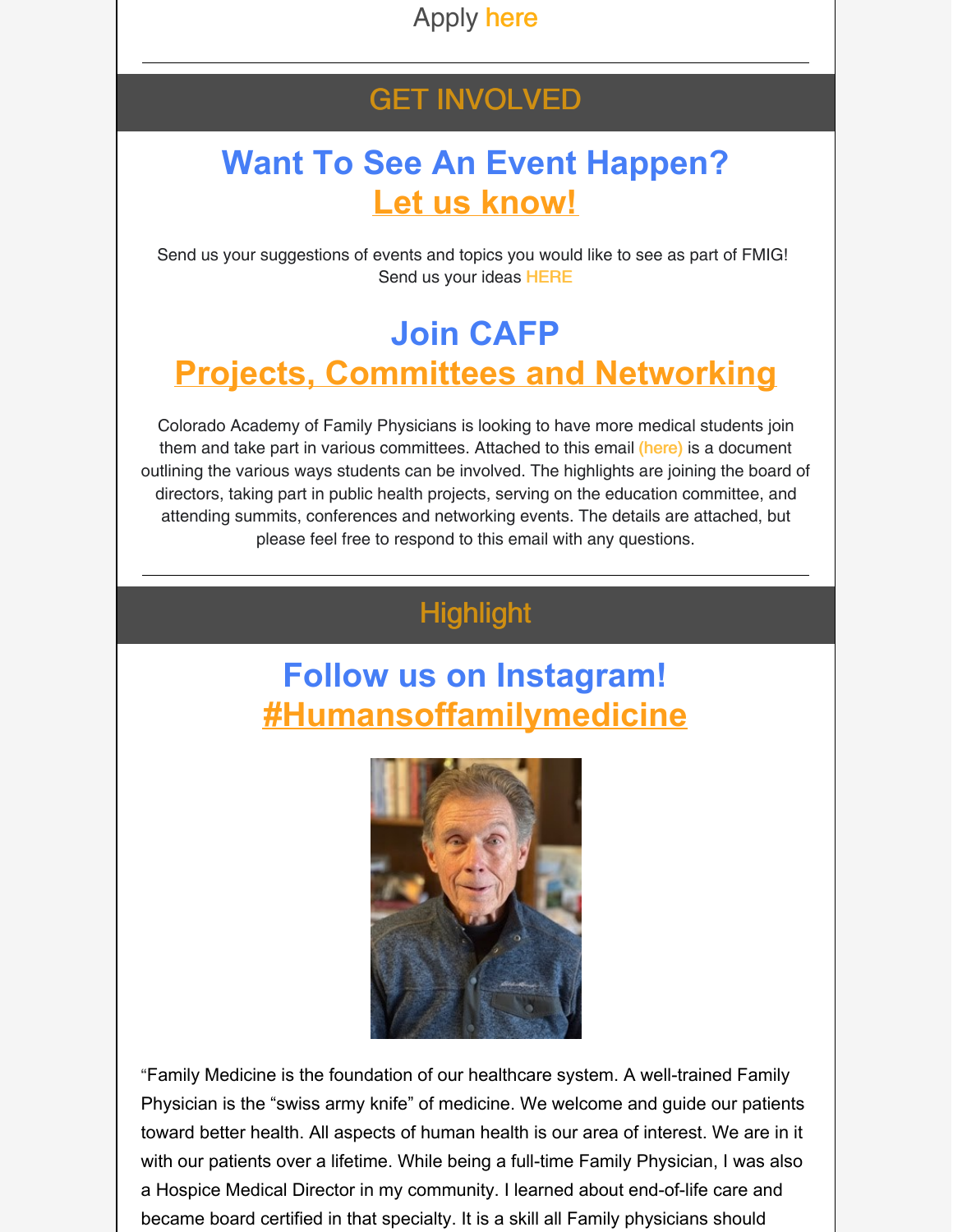Apply here

## GET INVOLVED

### Want To See An Event Happen?
### Let us know!

Send us your suggestions of events and topics you would like to see as part of FMIG!
Send us your ideas HERE

### Join CAFP
### Projects, Committees and Networking

Colorado Academy of Family Physicians is looking to have more medical students join them and take part in various committees. Attached to this email (here) is a document outlining the various ways students can be involved. The highlights are joining the board of directors, taking part in public health projects, serving on the education committee, and attending summits, conferences and networking events. The details are attached, but please feel free to respond to this email with any questions.

## Highlight

### Follow us on Instagram!
### #Humansoffamilymedicine

"Family Medicine is the foundation of our healthcare system. A well-trained Family Physician is the "swiss army knife" of medicine. We welcome and guide our patients toward better health. All aspects of human health is our area of interest. We are in it with our patients over a lifetime. While being a full-time Family Physician, I was also a Hospice Medical Director in my community. I learned about end-of-life care and became board certified in that specialty. It is a skill all Family physicians should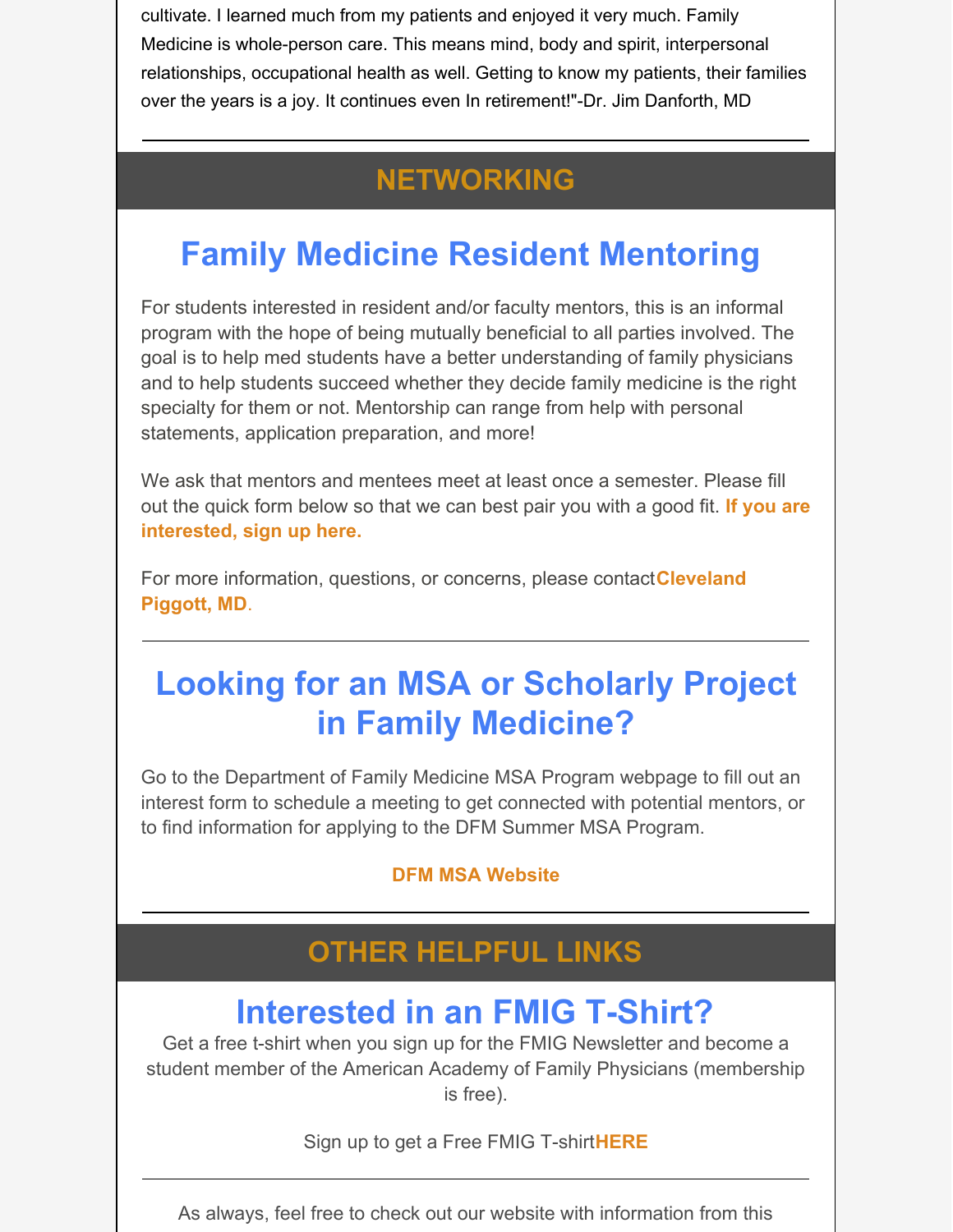cultivate. I learned much from my patients and enjoyed it very much. Family Medicine is whole-person care. This means mind, body and spirit, interpersonal relationships, occupational health as well. Getting to know my patients, their families over the years is a joy. It continues even In retirement!"-Dr. Jim Danforth, MD

---

## NETWORKING

# Family Medicine Resident Mentoring

For students interested in resident and/or faculty mentors, this is an informal program with the hope of being mutually beneficial to all parties involved. The goal is to help med students have a better understanding of family physicians and to help students succeed whether they decide family medicine is the right specialty for them or not. Mentorship can range from help with personal statements, application preparation, and more!

We ask that mentors and mentees meet at least once a semester. Please fill out the quick form below so that we can best pair you with a good fit. **If you are interested, sign up here.**

For more information, questions, or concerns, please contact **Cleveland Piggott, MD**.

---

# Looking for an MSA or Scholarly Project in Family Medicine?

Go to the Department of Family Medicine MSA Program webpage to fill out an interest form to schedule a meeting to get connected with potential mentors, or to find information for applying to the DFM Summer MSA Program.

**DFM MSA Website**

---

## OTHER HELPFUL LINKS

# Interested in an FMIG T-Shirt?

Get a free t-shirt when you sign up for the FMIG Newsletter and become a student member of the American Academy of Family Physicians (membership is free).

Sign up to get a Free FMIG T-shirt **HERE**

---

As always, feel free to check out our website with information from this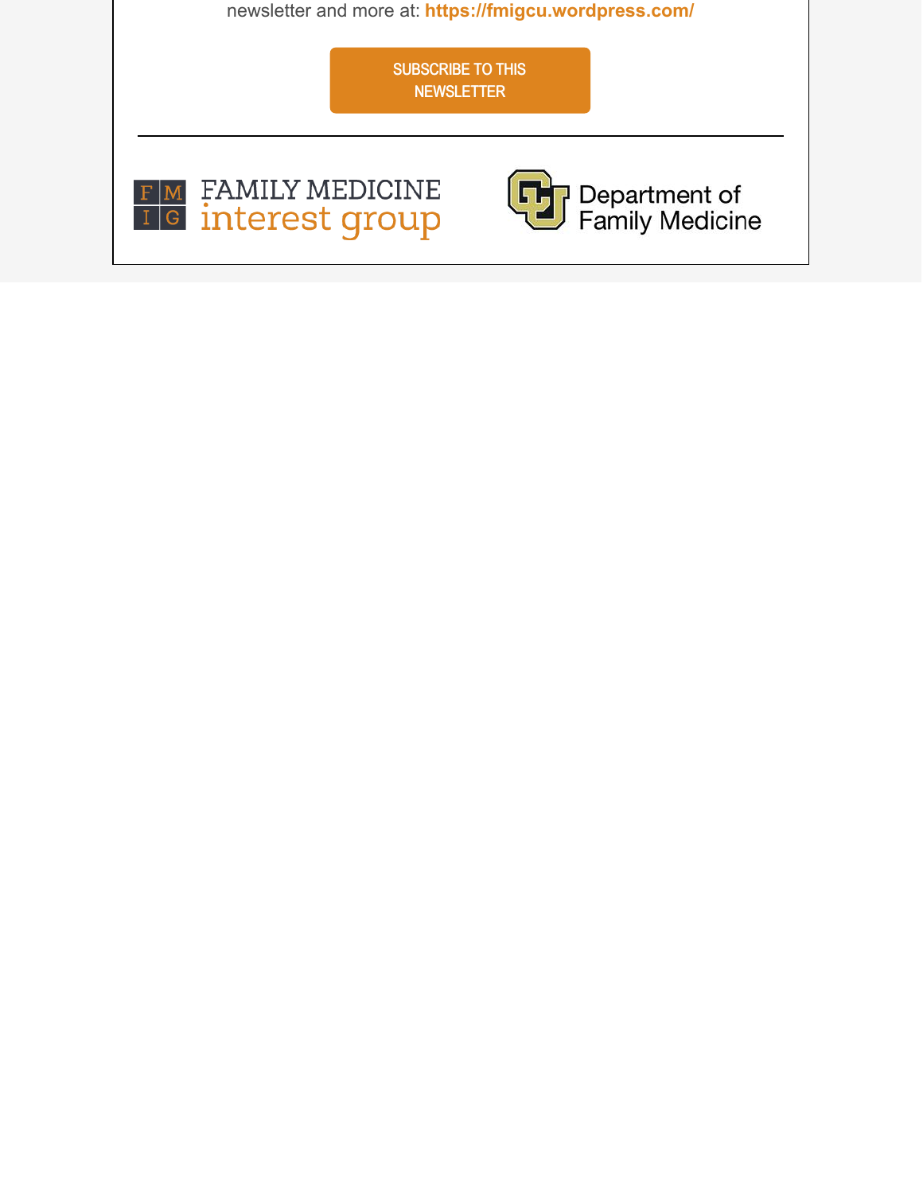newsletter and more at: **https://fmigcu.wordpress.com/**

SUBSCRIBE TO THIS NEWSLETTER

---

FAMILY MEDICINE interest group

Department of Family Medicine